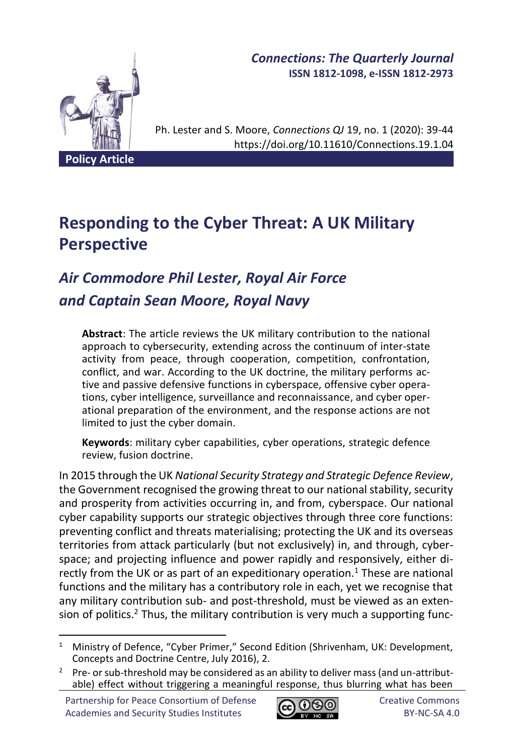# Responding to the Cyber Threat: A UK Military Perspective

## *Air Commodore Phil Lester, Royal Air Force and Captain Sean Moore, Royal Navy*

**Abstract**: The article reviews the UK military contribution to the national approach to cybersecurity, extending across the continuum of inter-state activity from peace, through cooperation, competition, confrontation, conflict, and war. According to the UK doctrine, the military performs active and passive defensive functions in cyberspace, offensive cyber operations, cyber intelligence, surveillance and reconnaissance, and cyber operational preparation of the environment, and the response actions are not limited to just the cyber domain.

**Keywords**: military cyber capabilities, cyber operations, strategic defence review, fusion doctrine.

In 2015 through the UK *National Security Strategy and Strategic Defence Review*, the Government recognised the growing threat to our national stability, security and prosperity from activities occurring in, and from, cyberspace. Our national cyber capability supports our strategic objectives through three core functions: preventing conflict and threats materialising; protecting the UK and its overseas territories from attack particularly (but not exclusively) in, and through, cyberspace; and projecting influence and power rapidly and responsively, either directly from the UK or as part of an expeditionary operation.[1] These are national functions and the military has a contributory role in each, yet we recognise that any military contribution sub- and post-threshold, must be viewed as an extension of politics.[2] Thus, the military contribution is very much a supporting func-

---

[1] Ministry of Defence, "Cyber Primer," Second Edition (Shrivenham, UK: Development, Concepts and Doctrine Centre, July 2016), 2.

[2] Pre- or sub-threshold may be considered as an ability to deliver mass (and un-attributable) effect without triggering a meaningful response, thus blurring what has been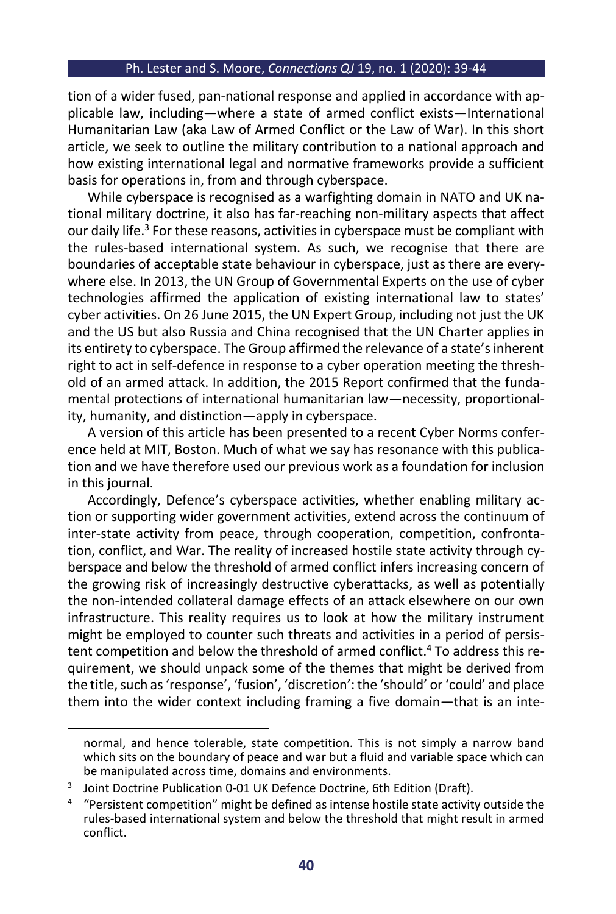tion of a wider fused, pan-national response and applied in accordance with applicable law, including—where a state of armed conflict exists—International Humanitarian Law (aka Law of Armed Conflict or the Law of War). In this short article, we seek to outline the military contribution to a national approach and how existing international legal and normative frameworks provide a sufficient basis for operations in, from and through cyberspace.

While cyberspace is recognised as a warfighting domain in NATO and UK national military doctrine, it also has far-reaching non-military aspects that affect our daily life.[3] For these reasons, activities in cyberspace must be compliant with the rules-based international system. As such, we recognise that there are boundaries of acceptable state behaviour in cyberspace, just as there are everywhere else. In 2013, the UN Group of Governmental Experts on the use of cyber technologies affirmed the application of existing international law to states' cyber activities. On 26 June 2015, the UN Expert Group, including not just the UK and the US but also Russia and China recognised that the UN Charter applies in its entirety to cyberspace. The Group affirmed the relevance of a state's inherent right to act in self-defence in response to a cyber operation meeting the threshold of an armed attack. In addition, the 2015 Report confirmed that the fundamental protections of international humanitarian law—necessity, proportionality, humanity, and distinction—apply in cyberspace.

A version of this article has been presented to a recent Cyber Norms conference held at MIT, Boston. Much of what we say has resonance with this publication and we have therefore used our previous work as a foundation for inclusion in this journal.

Accordingly, Defence's cyberspace activities, whether enabling military action or supporting wider government activities, extend across the continuum of inter-state activity from peace, through cooperation, competition, confrontation, conflict, and War. The reality of increased hostile state activity through cyberspace and below the threshold of armed conflict infers increasing concern of the growing risk of increasingly destructive cyberattacks, as well as potentially the non-intended collateral damage effects of an attack elsewhere on our own infrastructure. This reality requires us to look at how the military instrument might be employed to counter such threats and activities in a period of persistent competition and below the threshold of armed conflict.[4] To address this requirement, we should unpack some of the themes that might be derived from the title, such as 'response', 'fusion', 'discretion': the 'should' or 'could' and place them into the wider context including framing a five domain—that is an inte-

---

normal, and hence tolerable, state competition. This is not simply a narrow band which sits on the boundary of peace and war but a fluid and variable space which can be manipulated across time, domains and environments.

[3] Joint Doctrine Publication 0-01 UK Defence Doctrine, 6th Edition (Draft).

[4] "Persistent competition" might be defined as intense hostile state activity outside the rules-based international system and below the threshold that might result in armed conflict.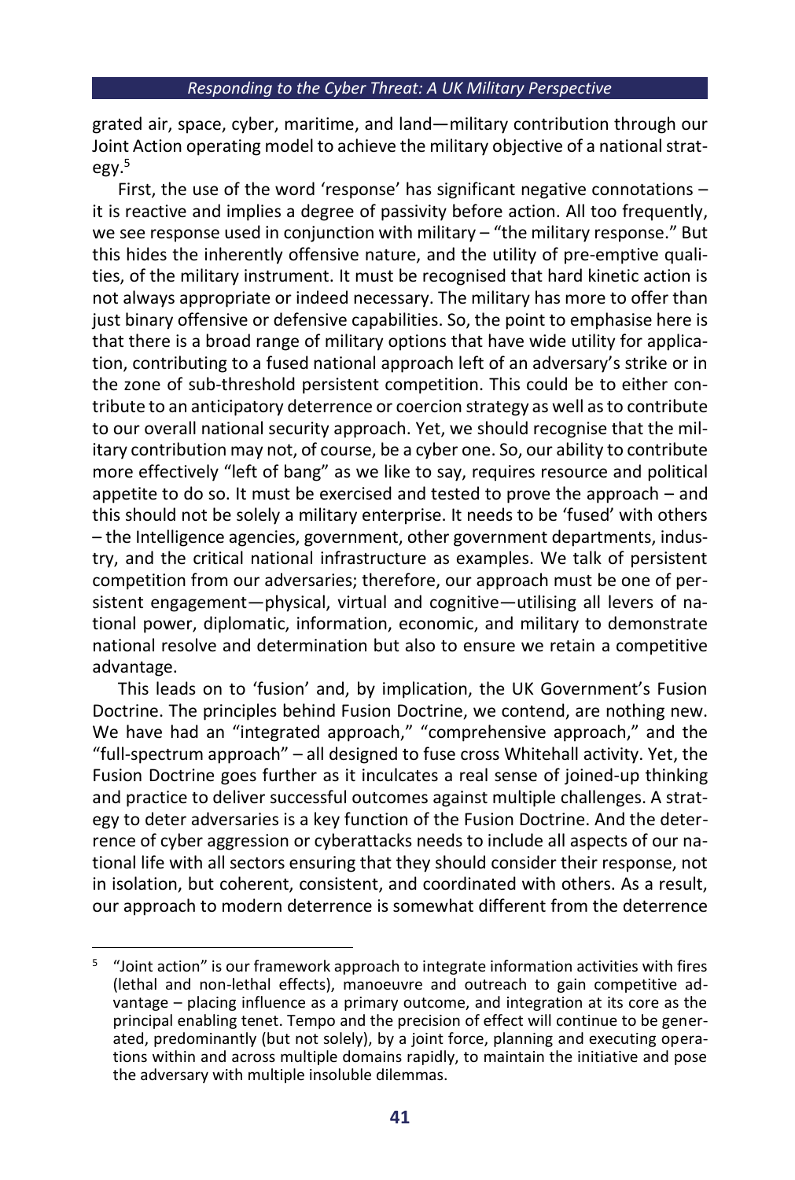grated air, space, cyber, maritime, and land—military contribution through our Joint Action operating model to achieve the military objective of a national strategy.[5]

First, the use of the word 'response' has significant negative connotations – it is reactive and implies a degree of passivity before action. All too frequently, we see response used in conjunction with military – "the military response." But this hides the inherently offensive nature, and the utility of pre-emptive qualities, of the military instrument. It must be recognised that hard kinetic action is not always appropriate or indeed necessary. The military has more to offer than just binary offensive or defensive capabilities. So, the point to emphasise here is that there is a broad range of military options that have wide utility for application, contributing to a fused national approach left of an adversary's strike or in the zone of sub-threshold persistent competition. This could be to either contribute to an anticipatory deterrence or coercion strategy as well as to contribute to our overall national security approach. Yet, we should recognise that the military contribution may not, of course, be a cyber one. So, our ability to contribute more effectively "left of bang" as we like to say, requires resource and political appetite to do so. It must be exercised and tested to prove the approach – and this should not be solely a military enterprise. It needs to be 'fused' with others – the Intelligence agencies, government, other government departments, industry, and the critical national infrastructure as examples. We talk of persistent competition from our adversaries; therefore, our approach must be one of persistent engagement—physical, virtual and cognitive—utilising all levers of national power, diplomatic, information, economic, and military to demonstrate national resolve and determination but also to ensure we retain a competitive advantage.

This leads on to 'fusion' and, by implication, the UK Government's Fusion Doctrine. The principles behind Fusion Doctrine, we contend, are nothing new. We have had an "integrated approach," "comprehensive approach," and the "full-spectrum approach" – all designed to fuse cross Whitehall activity. Yet, the Fusion Doctrine goes further as it inculcates a real sense of joined-up thinking and practice to deliver successful outcomes against multiple challenges. A strategy to deter adversaries is a key function of the Fusion Doctrine. And the deterrence of cyber aggression or cyberattacks needs to include all aspects of our national life with all sectors ensuring that they should consider their response, not in isolation, but coherent, consistent, and coordinated with others. As a result, our approach to modern deterrence is somewhat different from the deterrence

[5] "Joint action" is our framework approach to integrate information activities with fires (lethal and non-lethal effects), manoeuvre and outreach to gain competitive advantage – placing influence as a primary outcome, and integration at its core as the principal enabling tenet. Tempo and the precision of effect will continue to be generated, predominantly (but not solely), by a joint force, planning and executing operations within and across multiple domains rapidly, to maintain the initiative and pose the adversary with multiple insoluble dilemmas.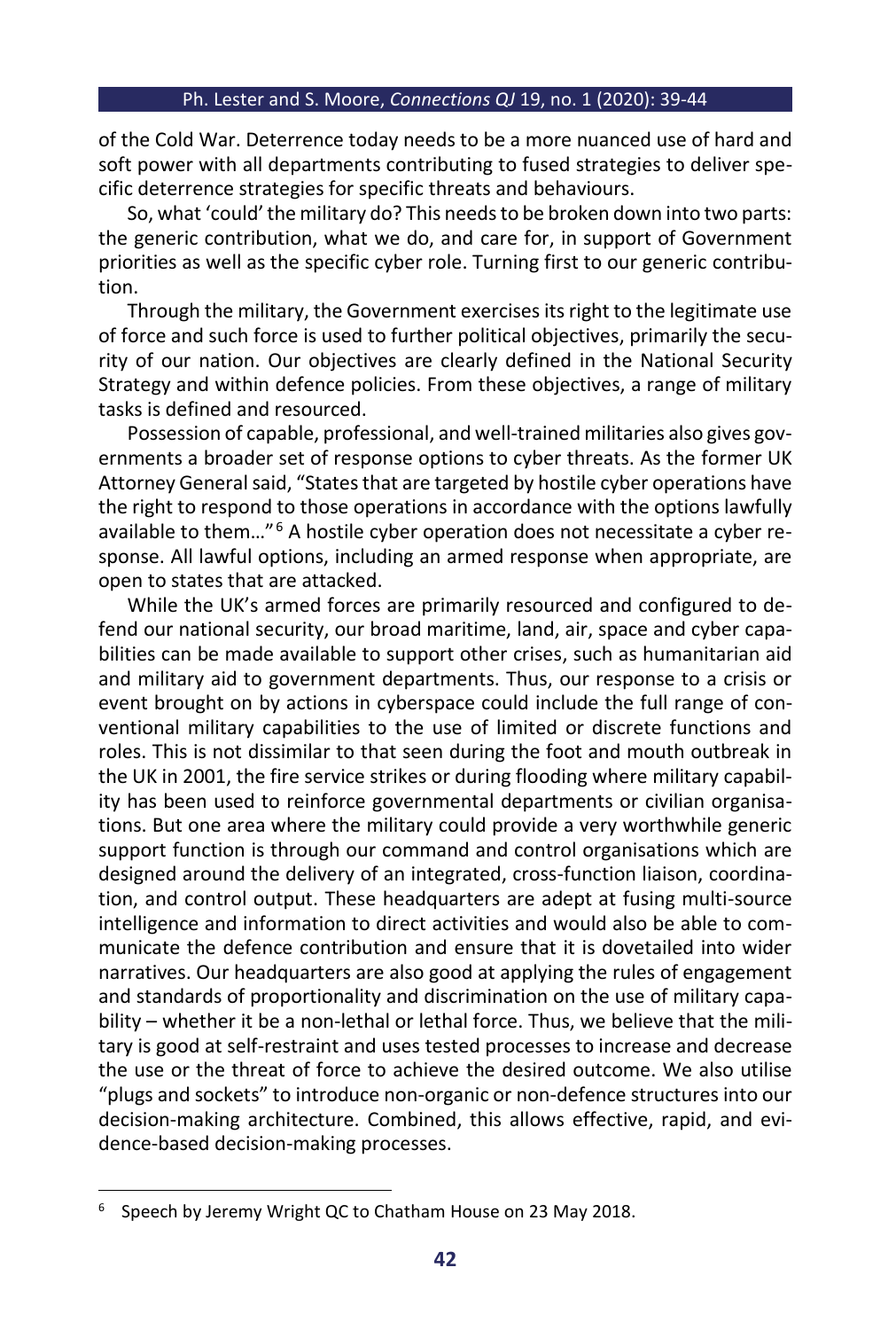of the Cold War. Deterrence today needs to be a more nuanced use of hard and soft power with all departments contributing to fused strategies to deliver specific deterrence strategies for specific threats and behaviours.

So, what 'could' the military do? This needs to be broken down into two parts: the generic contribution, what we do, and care for, in support of Government priorities as well as the specific cyber role. Turning first to our generic contribution.

Through the military, the Government exercises its right to the legitimate use of force and such force is used to further political objectives, primarily the security of our nation. Our objectives are clearly defined in the National Security Strategy and within defence policies. From these objectives, a range of military tasks is defined and resourced.

Possession of capable, professional, and well-trained militaries also gives governments a broader set of response options to cyber threats. As the former UK Attorney General said, "States that are targeted by hostile cyber operations have the right to respond to those operations in accordance with the options lawfully available to them…"[6] A hostile cyber operation does not necessitate a cyber response. All lawful options, including an armed response when appropriate, are open to states that are attacked.

While the UK's armed forces are primarily resourced and configured to defend our national security, our broad maritime, land, air, space and cyber capabilities can be made available to support other crises, such as humanitarian aid and military aid to government departments. Thus, our response to a crisis or event brought on by actions in cyberspace could include the full range of conventional military capabilities to the use of limited or discrete functions and roles. This is not dissimilar to that seen during the foot and mouth outbreak in the UK in 2001, the fire service strikes or during flooding where military capability has been used to reinforce governmental departments or civilian organisations. But one area where the military could provide a very worthwhile generic support function is through our command and control organisations which are designed around the delivery of an integrated, cross-function liaison, coordination, and control output. These headquarters are adept at fusing multi-source intelligence and information to direct activities and would also be able to communicate the defence contribution and ensure that it is dovetailed into wider narratives. Our headquarters are also good at applying the rules of engagement and standards of proportionality and discrimination on the use of military capability – whether it be a non-lethal or lethal force. Thus, we believe that the military is good at self-restraint and uses tested processes to increase and decrease the use or the threat of force to achieve the desired outcome. We also utilise "plugs and sockets" to introduce non-organic or non-defence structures into our decision-making architecture. Combined, this allows effective, rapid, and evidence-based decision-making processes.

[6] Speech by Jeremy Wright QC to Chatham House on 23 May 2018.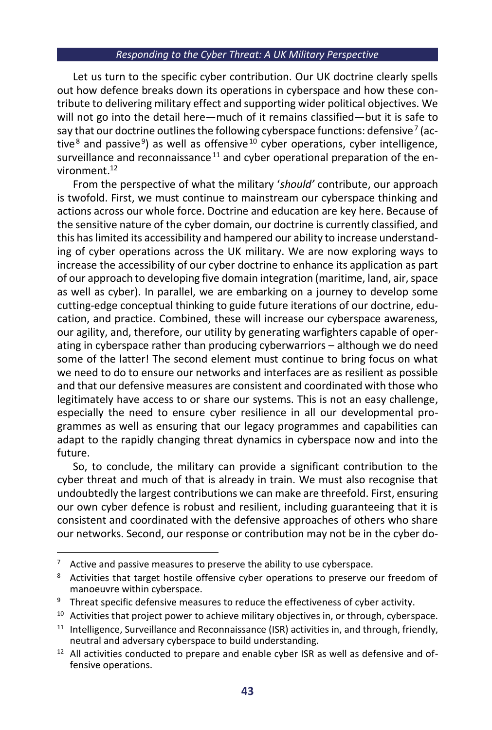Let us turn to the specific cyber contribution. Our UK doctrine clearly spells out how defence breaks down its operations in cyberspace and how these contribute to delivering military effect and supporting wider political objectives. We will not go into the detail here—much of it remains classified—but it is safe to say that our doctrine outlines the following cyberspace functions: defensive[7] (active[8] and passive[9]) as well as offensive[10] cyber operations, cyber intelligence, surveillance and reconnaissance[11] and cyber operational preparation of the environment.[12]

From the perspective of what the military '*should'* contribute, our approach is twofold. First, we must continue to mainstream our cyberspace thinking and actions across our whole force. Doctrine and education are key here. Because of the sensitive nature of the cyber domain, our doctrine is currently classified, and this has limited its accessibility and hampered our ability to increase understanding of cyber operations across the UK military. We are now exploring ways to increase the accessibility of our cyber doctrine to enhance its application as part of our approach to developing five domain integration (maritime, land, air, space as well as cyber). In parallel, we are embarking on a journey to develop some cutting-edge conceptual thinking to guide future iterations of our doctrine, education, and practice. Combined, these will increase our cyberspace awareness, our agility, and, therefore, our utility by generating warfighters capable of operating in cyberspace rather than producing cyberwarriors – although we do need some of the latter! The second element must continue to bring focus on what we need to do to ensure our networks and interfaces are as resilient as possible and that our defensive measures are consistent and coordinated with those who legitimately have access to or share our systems. This is not an easy challenge, especially the need to ensure cyber resilience in all our developmental programmes as well as ensuring that our legacy programmes and capabilities can adapt to the rapidly changing threat dynamics in cyberspace now and into the future.

So, to conclude, the military can provide a significant contribution to the cyber threat and much of that is already in train. We must also recognise that undoubtedly the largest contributions we can make are threefold. First, ensuring our own cyber defence is robust and resilient, including guaranteeing that it is consistent and coordinated with the defensive approaches of others who share our networks. Second, our response or contribution may not be in the cyber do-

---

[7] Active and passive measures to preserve the ability to use cyberspace.

[8] Activities that target hostile offensive cyber operations to preserve our freedom of manoeuvre within cyberspace.

[9] Threat specific defensive measures to reduce the effectiveness of cyber activity.

[10] Activities that project power to achieve military objectives in, or through, cyberspace.

[11] Intelligence, Surveillance and Reconnaissance (ISR) activities in, and through, friendly, neutral and adversary cyberspace to build understanding.

[12] All activities conducted to prepare and enable cyber ISR as well as defensive and offensive operations.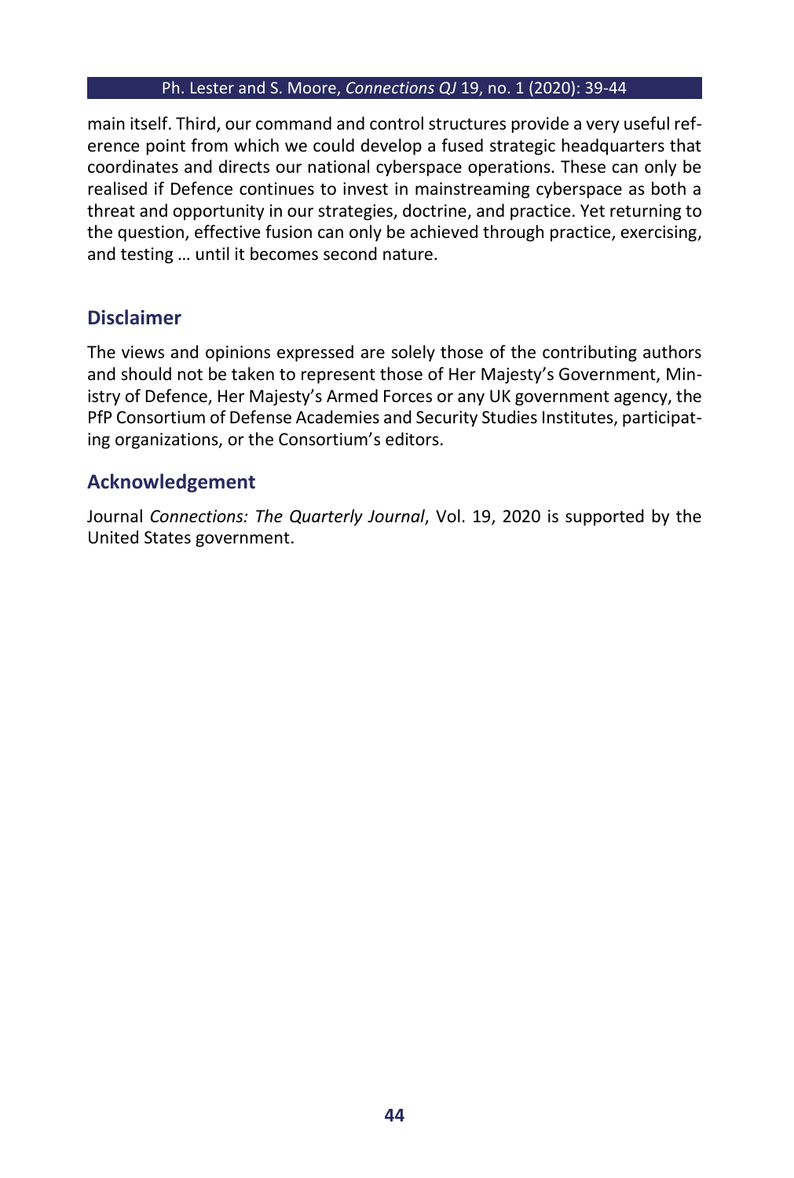main itself. Third, our command and control structures provide a very useful reference point from which we could develop a fused strategic headquarters that coordinates and directs our national cyberspace operations. These can only be realised if Defence continues to invest in mainstreaming cyberspace as both a threat and opportunity in our strategies, doctrine, and practice. Yet returning to the question, effective fusion can only be achieved through practice, exercising, and testing … until it becomes second nature.

## Disclaimer

The views and opinions expressed are solely those of the contributing authors and should not be taken to represent those of Her Majesty's Government, Ministry of Defence, Her Majesty's Armed Forces or any UK government agency, the PfP Consortium of Defense Academies and Security Studies Institutes, participating organizations, or the Consortium's editors.

## Acknowledgement

Journal *Connections: The Quarterly Journal*, Vol. 19, 2020 is supported by the United States government.